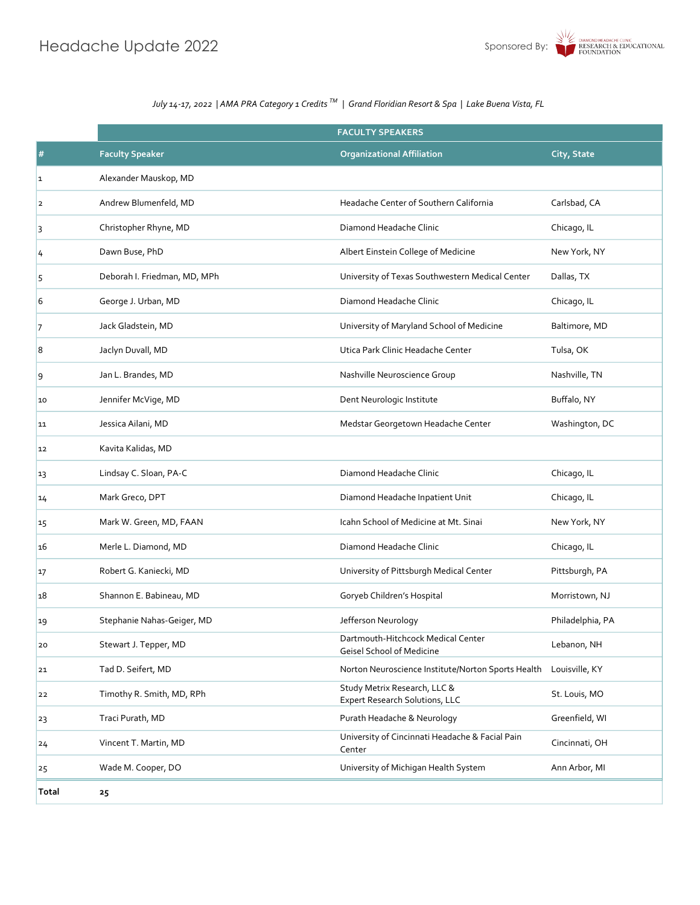# Headache Update 2022

Sponsored By: DIAMOND HEADACHE CLINIC RESEARCH & EDUCATIONAL FOUNDATION

*July 14-17, 2022 | AMA PRA Category 1 Credits™ | Grand Floridian Resort & Spa | Lake Buena Vista, FL*

| | FACULTY SPEAKERS | | |
|---|---|---|---|
| # | Faculty Speaker | Organizational Affiliation | City, State |
| 1 | Alexander Mauskop, MD | | |
| 2 | Andrew Blumenfeld, MD | Headache Center of Southern California | Carlsbad, CA |
| 3 | Christopher Rhyne, MD | Diamond Headache Clinic | Chicago, IL |
| 4 | Dawn Buse, PhD | Albert Einstein College of Medicine | New York, NY |
| 5 | Deborah I. Friedman, MD, MPh | University of Texas Southwestern Medical Center | Dallas, TX |
| 6 | George J. Urban, MD | Diamond Headache Clinic | Chicago, IL |
| 7 | Jack Gladstein, MD | University of Maryland School of Medicine | Baltimore, MD |
| 8 | Jaclyn Duvall, MD | Utica Park Clinic Headache Center | Tulsa, OK |
| 9 | Jan L. Brandes, MD | Nashville Neuroscience Group | Nashville, TN |
| 10 | Jennifer McVige, MD | Dent Neurologic Institute | Buffalo, NY |
| 11 | Jessica Ailani, MD | Medstar Georgetown Headache Center | Washington, DC |
| 12 | Kavita Kalidas, MD | | |
| 13 | Lindsay C. Sloan, PA-C | Diamond Headache Clinic | Chicago, IL |
| 14 | Mark Greco, DPT | Diamond Headache Inpatient Unit | Chicago, IL |
| 15 | Mark W. Green, MD, FAAN | Icahn School of Medicine at Mt. Sinai | New York, NY |
| 16 | Merle L. Diamond, MD | Diamond Headache Clinic | Chicago, IL |
| 17 | Robert G. Kaniecki, MD | University of Pittsburgh Medical Center | Pittsburgh, PA |
| 18 | Shannon E. Babineau, MD | Goryeb Children's Hospital | Morristown, NJ |
| 19 | Stephanie Nahas-Geiger, MD | Jefferson Neurology | Philadelphia, PA |
| 20 | Stewart J. Tepper, MD | Dartmouth-Hitchcock Medical Center Geisel School of Medicine | Lebanon, NH |
| 21 | Tad D. Seifert, MD | Norton Neuroscience Institute/Norton Sports Health | Louisville, KY |
| 22 | Timothy R. Smith, MD, RPh | Study Metrix Research, LLC & Expert Research Solutions, LLC | St. Louis, MO |
| 23 | Traci Purath, MD | Purath Headache & Neurology | Greenfield, WI |
| 24 | Vincent T. Martin, MD | University of Cincinnati Headache & Facial Pain Center | Cincinnati, OH |
| 25 | Wade M. Cooper, DO | University of Michigan Health System | Ann Arbor, MI |
| **Total** | **25** | | |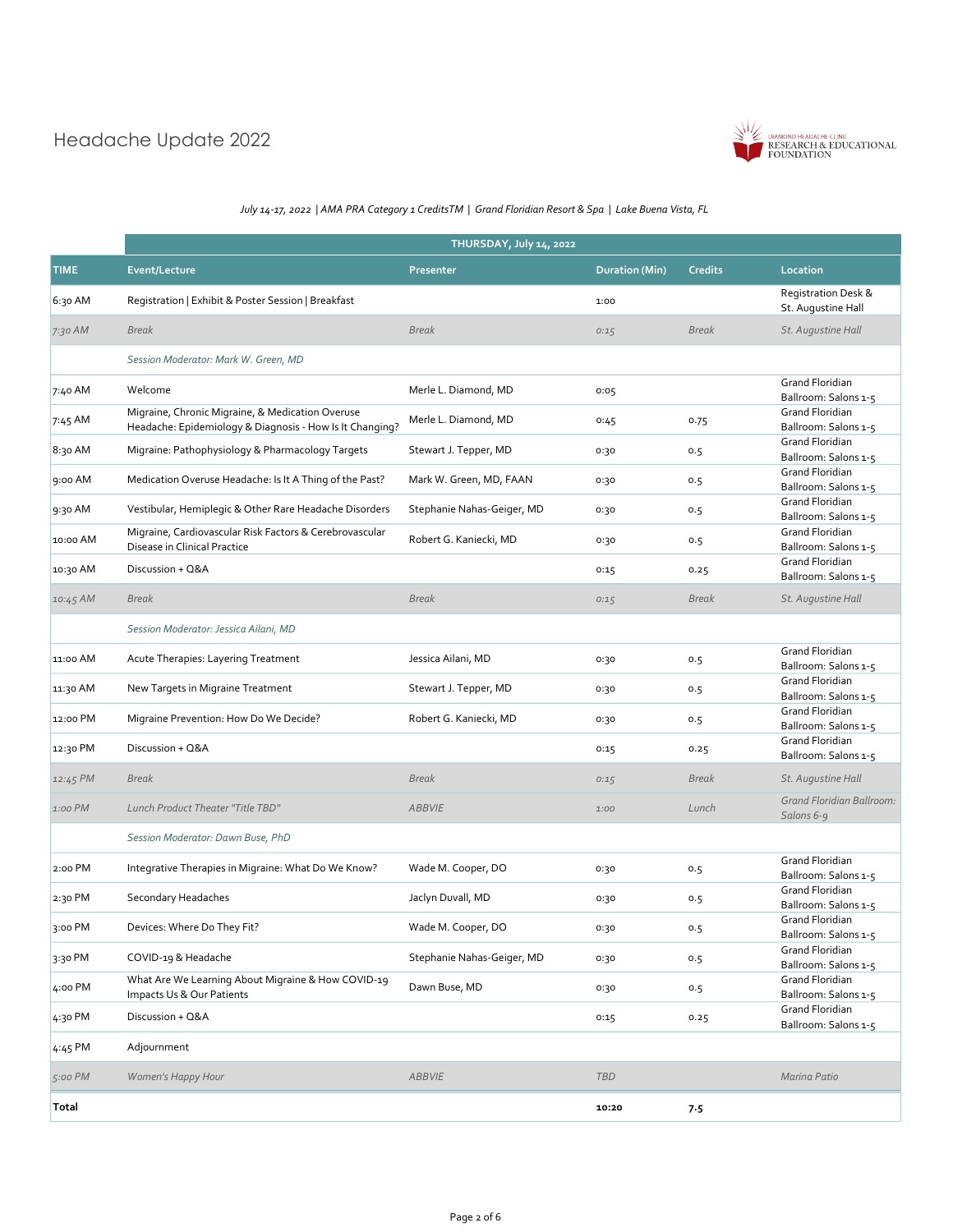# Headache Update 2022

DIAMOND HEADACHE CLINIC RESEARCH & EDUCATIONAL FOUNDATION

*July 14-17, 2022 | AMA PRA Category 1 CreditsTM | Grand Floridian Resort & Spa | Lake Buena Vista, FL*

| | THURSDAY, July 14, 2022 | | | | |
|---|---|---|---|---|---|
| TIME | Event/Lecture | Presenter | Duration (Min) | Credits | Location |
| 6:30 AM | Registration \| Exhibit & Poster Session \| Breakfast | | 1:00 | | Registration Desk & St. Augustine Hall |
| *7:30 AM* | *Break* | *Break* | *0:15* | *Break* | *St. Augustine Hall* |
| | *Session Moderator: Mark W. Green, MD* | | | | |
| 7:40 AM | Welcome | Merle L. Diamond, MD | 0:05 | | Grand Floridian Ballroom: Salons 1-5 |
| 7:45 AM | Migraine, Chronic Migraine, & Medication Overuse Headache: Epidemiology & Diagnosis - How Is It Changing? | Merle L. Diamond, MD | 0:45 | 0.75 | Grand Floridian Ballroom: Salons 1-5 |
| 8:30 AM | Migraine: Pathophysiology & Pharmacology Targets | Stewart J. Tepper, MD | 0:30 | 0.5 | Grand Floridian Ballroom: Salons 1-5 |
| 9:00 AM | Medication Overuse Headache: Is It A Thing of the Past? | Mark W. Green, MD, FAAN | 0:30 | 0.5 | Grand Floridian Ballroom: Salons 1-5 |
| 9:30 AM | Vestibular, Hemiplegic & Other Rare Headache Disorders | Stephanie Nahas-Geiger, MD | 0:30 | 0.5 | Grand Floridian Ballroom: Salons 1-5 |
| 10:00 AM | Migraine, Cardiovascular Risk Factors & Cerebrovascular Disease in Clinical Practice | Robert G. Kaniecki, MD | 0:30 | 0.5 | Grand Floridian Ballroom: Salons 1-5 |
| 10:30 AM | Discussion + Q&A | | 0:15 | 0.25 | Grand Floridian Ballroom: Salons 1-5 |
| *10:45 AM* | *Break* | *Break* | *0:15* | *Break* | *St. Augustine Hall* |
| | *Session Moderator: Jessica Ailani, MD* | | | | |
| 11:00 AM | Acute Therapies: Layering Treatment | Jessica Ailani, MD | 0:30 | 0.5 | Grand Floridian Ballroom: Salons 1-5 |
| 11:30 AM | New Targets in Migraine Treatment | Stewart J. Tepper, MD | 0:30 | 0.5 | Grand Floridian Ballroom: Salons 1-5 |
| 12:00 PM | Migraine Prevention: How Do We Decide? | Robert G. Kaniecki, MD | 0:30 | 0.5 | Grand Floridian Ballroom: Salons 1-5 |
| 12:30 PM | Discussion + Q&A | | 0:15 | 0.25 | Grand Floridian Ballroom: Salons 1-5 |
| *12:45 PM* | *Break* | *Break* | *0:15* | *Break* | *St. Augustine Hall* |
| *1:00 PM* | *Lunch Product Theater "Title TBD"* | *ABBVIE* | *1:00* | *Lunch* | *Grand Floridian Ballroom: Salons 6-9* |
| | *Session Moderator: Dawn Buse, PhD* | | | | |
| 2:00 PM | Integrative Therapies in Migraine: What Do We Know? | Wade M. Cooper, DO | 0:30 | 0.5 | Grand Floridian Ballroom: Salons 1-5 |
| 2:30 PM | Secondary Headaches | Jaclyn Duvall, MD | 0:30 | 0.5 | Grand Floridian Ballroom: Salons 1-5 |
| 3:00 PM | Devices: Where Do They Fit? | Wade M. Cooper, DO | 0:30 | 0.5 | Grand Floridian Ballroom: Salons 1-5 |
| 3:30 PM | COVID-19 & Headache | Stephanie Nahas-Geiger, MD | 0:30 | 0.5 | Grand Floridian Ballroom: Salons 1-5 |
| 4:00 PM | What Are We Learning About Migraine & How COVID-19 Impacts Us & Our Patients | Dawn Buse, MD | 0:30 | 0.5 | Grand Floridian Ballroom: Salons 1-5 |
| 4:30 PM | Discussion + Q&A | | 0:15 | 0.25 | Grand Floridian Ballroom: Salons 1-5 |
| 4:45 PM | Adjournment | | | | |
| *5:00 PM* | *Women's Happy Hour* | *ABBVIE* | *TBD* | | *Marina Patio* |
| **Total** | | | **10:20** | **7.5** | |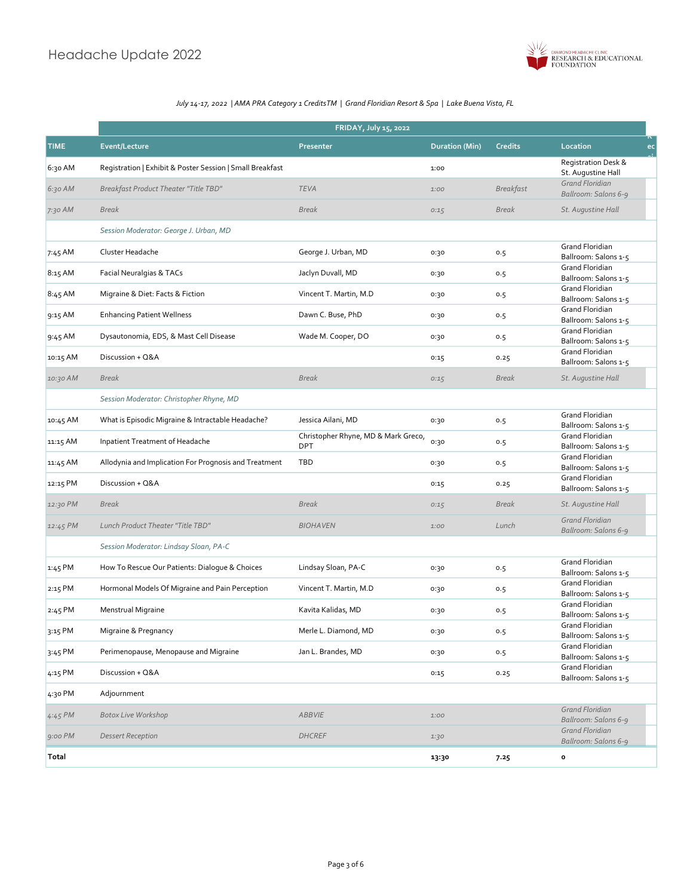# Headache Update 2022

DIAMOND HEADACHE CLINIC RESEARCH & EDUCATIONAL FOUNDATION

*July 14-17, 2022 | AMA PRA Category 1 CreditsTM | Grand Floridian Resort & Spa | Lake Buena Vista, FL*

| | FRIDAY, July 15, 2022 | | | | |
|---|---|---|---|---|---|
| **TIME** | **Event/Lecture** | **Presenter** | **Duration (Min)** | **Credits** | **Location** |
| 6:30 AM | Registration \| Exhibit & Poster Session \| Small Breakfast | | 1:00 | | Registration Desk & St. Augustine Hall |
| *6:30 AM* | *Breakfast Product Theater "Title TBD"* | *TEVA* | *1:00* | *Breakfast* | *Grand Floridian Ballroom: Salons 6-9* |
| *7:30 AM* | *Break* | *Break* | *0:15* | *Break* | *St. Augustine Hall* |
| | *Session Moderator: George J. Urban, MD* | | | | |
| 7:45 AM | Cluster Headache | George J. Urban, MD | 0:30 | 0.5 | Grand Floridian Ballroom: Salons 1-5 |
| 8:15 AM | Facial Neuralgias & TACs | Jaclyn Duvall, MD | 0:30 | 0.5 | Grand Floridian Ballroom: Salons 1-5 |
| 8:45 AM | Migraine & Diet: Facts & Fiction | Vincent T. Martin, M.D | 0:30 | 0.5 | Grand Floridian Ballroom: Salons 1-5 |
| 9:15 AM | Enhancing Patient Wellness | Dawn C. Buse, PhD | 0:30 | 0.5 | Grand Floridian Ballroom: Salons 1-5 |
| 9:45 AM | Dysautonomia, EDS, & Mast Cell Disease | Wade M. Cooper, DO | 0:30 | 0.5 | Grand Floridian Ballroom: Salons 1-5 |
| 10:15 AM | Discussion + Q&A | | 0:15 | 0.25 | Grand Floridian Ballroom: Salons 1-5 |
| *10:30 AM* | *Break* | *Break* | *0:15* | *Break* | *St. Augustine Hall* |
| | *Session Moderator: Christopher Rhyne, MD* | | | | |
| 10:45 AM | What is Episodic Migraine & Intractable Headache? | Jessica Ailani, MD | 0:30 | 0.5 | Grand Floridian Ballroom: Salons 1-5 |
| 11:15 AM | Inpatient Treatment of Headache | Christopher Rhyne, MD & Mark Greco, DPT | 0:30 | 0.5 | Grand Floridian Ballroom: Salons 1-5 |
| 11:45 AM | Allodynia and Implication For Prognosis and Treatment | TBD | 0:30 | 0.5 | Grand Floridian Ballroom: Salons 1-5 |
| 12:15 PM | Discussion + Q&A | | 0:15 | 0.25 | Grand Floridian Ballroom: Salons 1-5 |
| *12:30 PM* | *Break* | *Break* | *0:15* | *Break* | *St. Augustine Hall* |
| *12:45 PM* | *Lunch Product Theater "Title TBD"* | *BIOHAVEN* | *1:00* | *Lunch* | *Grand Floridian Ballroom: Salons 6-9* |
| | *Session Moderator: Lindsay Sloan, PA-C* | | | | |
| 1:45 PM | How To Rescue Our Patients: Dialogue & Choices | Lindsay Sloan, PA-C | 0:30 | 0.5 | Grand Floridian Ballroom: Salons 1-5 |
| 2:15 PM | Hormonal Models Of Migraine and Pain Perception | Vincent T. Martin, M.D | 0:30 | 0.5 | Grand Floridian Ballroom: Salons 1-5 |
| 2:45 PM | Menstrual Migraine | Kavita Kalidas, MD | 0:30 | 0.5 | Grand Floridian Ballroom: Salons 1-5 |
| 3:15 PM | Migraine & Pregnancy | Merle L. Diamond, MD | 0:30 | 0.5 | Grand Floridian Ballroom: Salons 1-5 |
| 3:45 PM | Perimenopause, Menopause and Migraine | Jan L. Brandes, MD | 0:30 | 0.5 | Grand Floridian Ballroom: Salons 1-5 |
| 4:15 PM | Discussion + Q&A | | 0:15 | 0.25 | Grand Floridian Ballroom: Salons 1-5 |
| 4:30 PM | Adjournment | | | | |
| *4:45 PM* | *Botox Live Workshop* | *ABBVIE* | *1:00* | | *Grand Floridian Ballroom: Salons 6-9* |
| *9:00 PM* | *Dessert Reception* | *DHCREF* | *1:30* | | *Grand Floridian Ballroom: Salons 6-9* |
| **Total** | | | **13:30** | **7.25** | **0** |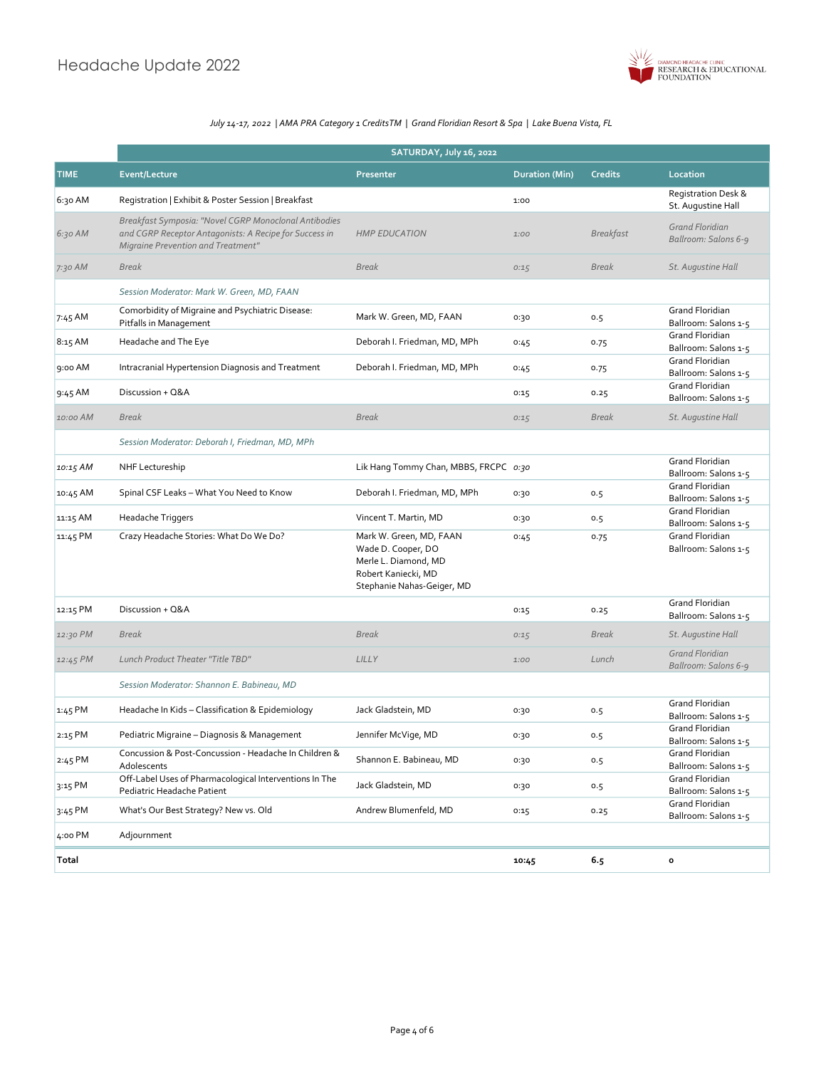# Headache Update 2022

DIAMOND HEADACHE CLINIC RESEARCH & EDUCATIONAL FOUNDATION

*July 14-17, 2022 | AMA PRA Category 1 CreditsTM | Grand Floridian Resort & Spa | Lake Buena Vista, FL*

| | SATURDAY, July 16, 2022 | | | | |
|---|---|---|---|---|---|
| **TIME** | **Event/Lecture** | **Presenter** | **Duration (Min)** | **Credits** | **Location** |
| 6:30 AM | Registration \| Exhibit & Poster Session \| Breakfast | | 1:00 | | Registration Desk & St. Augustine Hall |
| *6:30 AM* | *Breakfast Symposia: "Novel CGRP Monoclonal Antibodies and CGRP Receptor Antagonists: A Recipe for Success in Migraine Prevention and Treatment"* | *HMP EDUCATION* | *1:00* | *Breakfast* | *Grand Floridian Ballroom: Salons 6-9* |
| *7:30 AM* | *Break* | *Break* | *0:15* | *Break* | *St. Augustine Hall* |
| | *Session Moderator: Mark W. Green, MD, FAAN* | | | | |
| 7:45 AM | Comorbidity of Migraine and Psychiatric Disease: Pitfalls in Management | Mark W. Green, MD, FAAN | 0:30 | 0.5 | Grand Floridian Ballroom: Salons 1-5 |
| 8:15 AM | Headache and The Eye | Deborah I. Friedman, MD, MPh | 0:45 | 0.75 | Grand Floridian Ballroom: Salons 1-5 |
| 9:00 AM | Intracranial Hypertension Diagnosis and Treatment | Deborah I. Friedman, MD, MPh | 0:45 | 0.75 | Grand Floridian Ballroom: Salons 1-5 |
| 9:45 AM | Discussion + Q&A | | 0:15 | 0.25 | Grand Floridian Ballroom: Salons 1-5 |
| *10:00 AM* | *Break* | *Break* | *0:15* | *Break* | *St. Augustine Hall* |
| | *Session Moderator: Deborah I, Friedman, MD, MPh* | | | | |
| *10:15 AM* | NHF Lectureship | Lik Hang Tommy Chan, MBBS, FRCPC | *0:30* | | Grand Floridian Ballroom: Salons 1-5 |
| 10:45 AM | Spinal CSF Leaks – What You Need to Know | Deborah I. Friedman, MD, MPh | 0:30 | 0.5 | Grand Floridian Ballroom: Salons 1-5 |
| 11:15 AM | Headache Triggers | Vincent T. Martin, MD | 0:30 | 0.5 | Grand Floridian Ballroom: Salons 1-5 |
| 11:45 PM | Crazy Headache Stories: What Do We Do? | Mark W. Green, MD, FAAN<br>Wade D. Cooper, DO<br>Merle L. Diamond, MD<br>Robert Kaniecki, MD<br>Stephanie Nahas-Geiger, MD | 0:45 | 0.75 | Grand Floridian Ballroom: Salons 1-5 |
| 12:15 PM | Discussion + Q&A | | 0:15 | 0.25 | Grand Floridian Ballroom: Salons 1-5 |
| *12:30 PM* | *Break* | *Break* | *0:15* | *Break* | *St. Augustine Hall* |
| *12:45 PM* | *Lunch Product Theater "Title TBD"* | *LILLY* | *1:00* | *Lunch* | *Grand Floridian Ballroom: Salons 6-9* |
| | *Session Moderator: Shannon E. Babineau, MD* | | | | |
| 1:45 PM | Headache In Kids – Classification & Epidemiology | Jack Gladstein, MD | 0:30 | 0.5 | Grand Floridian Ballroom: Salons 1-5 |
| 2:15 PM | Pediatric Migraine – Diagnosis & Management | Jennifer McVige, MD | 0:30 | 0.5 | Grand Floridian Ballroom: Salons 1-5 |
| 2:45 PM | Concussion & Post-Concussion - Headache In Children & Adolescents | Shannon E. Babineau, MD | 0:30 | 0.5 | Grand Floridian Ballroom: Salons 1-5 |
| 3:15 PM | Off-Label Uses of Pharmacological Interventions In The Pediatric Headache Patient | Jack Gladstein, MD | 0:30 | 0.5 | Grand Floridian Ballroom: Salons 1-5 |
| 3:45 PM | What's Our Best Strategy? New vs. Old | Andrew Blumenfeld, MD | 0:15 | 0.25 | Grand Floridian Ballroom: Salons 1-5 |
| 4:00 PM | Adjournment | | | | |
| **Total** | | | **10:45** | **6.5** | **0** |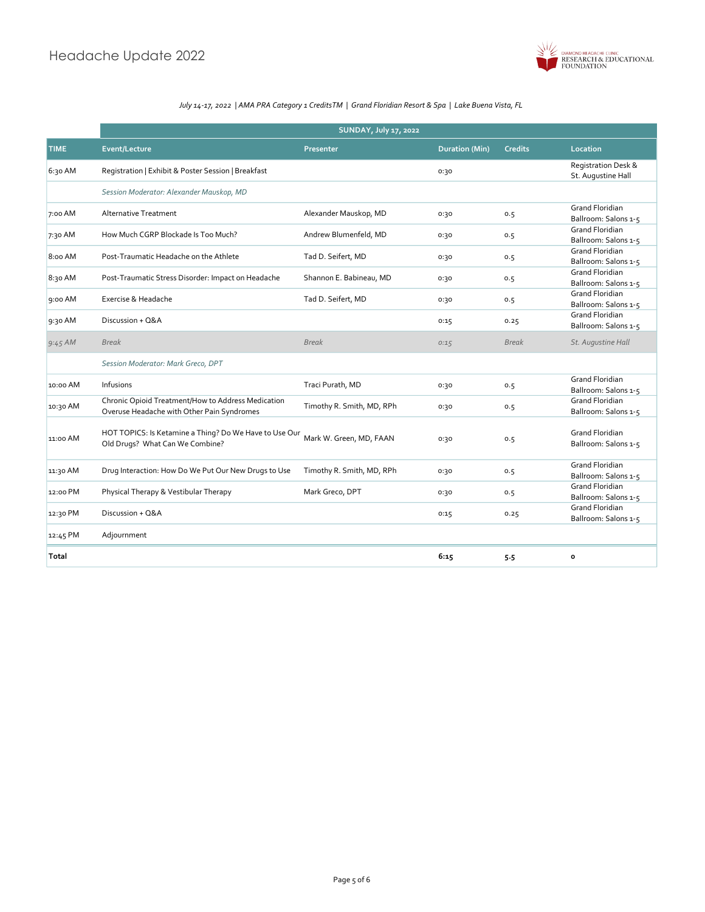# Headache Update 2022

*July 14-17, 2022 | AMA PRA Category 1 CreditsTM | Grand Floridian Resort & Spa | Lake Buena Vista, FL*

| | SUNDAY, July 17, 2022 | | | | |
|---|---|---|---|---|---|
| **TIME** | **Event/Lecture** | **Presenter** | **Duration (Min)** | **Credits** | **Location** |
| 6:30 AM | Registration \| Exhibit & Poster Session \| Breakfast | | 0:30 | | Registration Desk & St. Augustine Hall |
| | *Session Moderator: Alexander Mauskop, MD* | | | | |
| 7:00 AM | Alternative Treatment | Alexander Mauskop, MD | 0:30 | 0.5 | Grand Floridian Ballroom: Salons 1-5 |
| 7:30 AM | How Much CGRP Blockade Is Too Much? | Andrew Blumenfeld, MD | 0:30 | 0.5 | Grand Floridian Ballroom: Salons 1-5 |
| 8:00 AM | Post-Traumatic Headache on the Athlete | Tad D. Seifert, MD | 0:30 | 0.5 | Grand Floridian Ballroom: Salons 1-5 |
| 8:30 AM | Post-Traumatic Stress Disorder: Impact on Headache | Shannon E. Babineau, MD | 0:30 | 0.5 | Grand Floridian Ballroom: Salons 1-5 |
| 9:00 AM | Exercise & Headache | Tad D. Seifert, MD | 0:30 | 0.5 | Grand Floridian Ballroom: Salons 1-5 |
| 9:30 AM | Discussion + Q&A | | 0:15 | 0.25 | Grand Floridian Ballroom: Salons 1-5 |
| *9:45 AM* | *Break* | *Break* | *0:15* | *Break* | *St. Augustine Hall* |
| | *Session Moderator: Mark Greco, DPT* | | | | |
| 10:00 AM | Infusions | Traci Purath, MD | 0:30 | 0.5 | Grand Floridian Ballroom: Salons 1-5 |
| 10:30 AM | Chronic Opioid Treatment/How to Address Medication Overuse Headache with Other Pain Syndromes | Timothy R. Smith, MD, RPh | 0:30 | 0.5 | Grand Floridian Ballroom: Salons 1-5 |
| 11:00 AM | HOT TOPICS: Is Ketamine a Thing? Do We Have to Use Our Old Drugs? What Can We Combine? | Mark W. Green, MD, FAAN | 0:30 | 0.5 | Grand Floridian Ballroom: Salons 1-5 |
| 11:30 AM | Drug Interaction: How Do We Put Our New Drugs to Use | Timothy R. Smith, MD, RPh | 0:30 | 0.5 | Grand Floridian Ballroom: Salons 1-5 |
| 12:00 PM | Physical Therapy & Vestibular Therapy | Mark Greco, DPT | 0:30 | 0.5 | Grand Floridian Ballroom: Salons 1-5 |
| 12:30 PM | Discussion + Q&A | | 0:15 | 0.25 | Grand Floridian Ballroom: Salons 1-5 |
| 12:45 PM | Adjournment | | | | |
| **Total** | | | **6:15** | **5.5** | **0** |